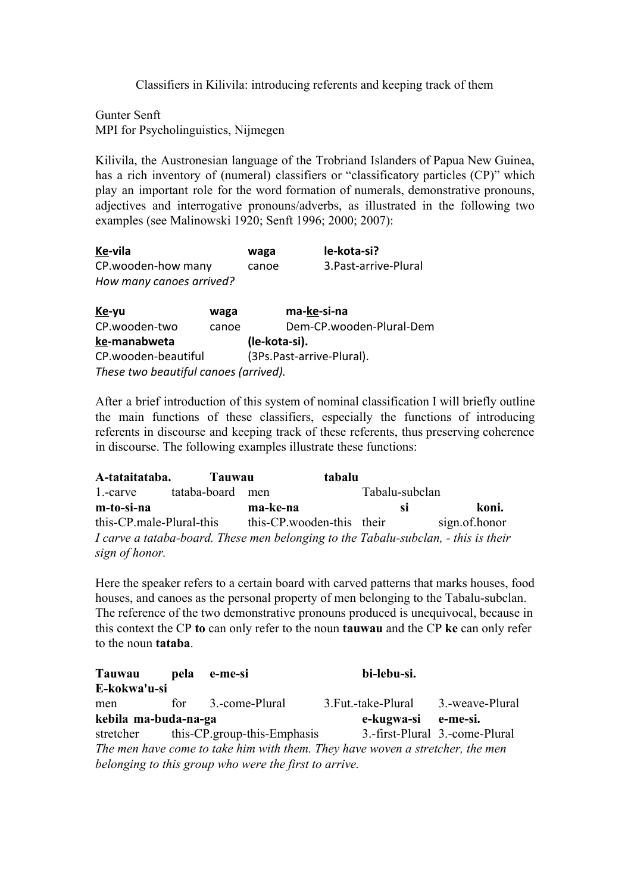Classifiers in Kilivila: introducing referents and keeping track of them

Gunter Senft
MPI for Psycholinguistics, Nijmegen

Kilivila, the Austronesian language of the Trobriand Islanders of Papua New Guinea, has a rich inventory of (numeral) classifiers or "classificatory particles (CP)" which play an important role for the word formation of numerals, demonstrative pronouns, adjectives and interrogative pronouns/adverbs, as illustrated in the following two examples (see Malinowski 1920; Senft 1996; 2000; 2007):

**<u>Ke</u>-vila** **waga** **le-kota-si?**
CP.wooden-how many canoe 3.Past-arrive-Plural
*How many canoes arrived?*

**<u>Ke</u>-yu** **waga** **ma-<u>ke</u>-si-na**
CP.wooden-two canoe Dem-CP.wooden-Plural-Dem
**<u>ke</u>-manabweta** **(le-kota-si).**
CP.wooden-beautiful (3Ps.Past-arrive-Plural).
*These two beautiful canoes (arrived).*

After a brief introduction of this system of nominal classification I will briefly outline the main functions of these classifiers, especially the functions of introducing referents in discourse and keeping track of these referents, thus preserving coherence in discourse. The following examples illustrate these functions:

**A-tataitataba.** **Tauwau** **tabalu**
1.-carve tataba-board men Tabalu-subclan
**m-to-si-na** **ma-ke-na** **si** **koni.**
this-CP.male-Plural-this this-CP.wooden-this their sign.of.honor
*I carve a tataba-board. These men belonging to the Tabalu-subclan, - this is their sign of honor.*

Here the speaker refers to a certain board with carved patterns that marks houses, food houses, and canoes as the personal property of men belonging to the Tabalu-subclan. The reference of the two demonstrative pronouns produced is unequivocal, because in this context the CP **to** can only refer to the noun **tauwau** and the CP **ke** can only refer to the noun **tataba**.

**Tauwau** **pela** **e-me-si** **bi-lebu-si.** **E-kokwa'u-si**
men for 3.-come-Plural 3.Fut.-take-Plural 3.-weave-Plural
**kebila** **ma-buda-na-ga** **e-kugwa-si** **e-me-si.**
stretcher this-CP.group-this-Emphasis 3.-first-Plural 3.-come-Plural
*The men have come to take him with them. They have woven a stretcher, the men belonging to this group who were the first to arrive.*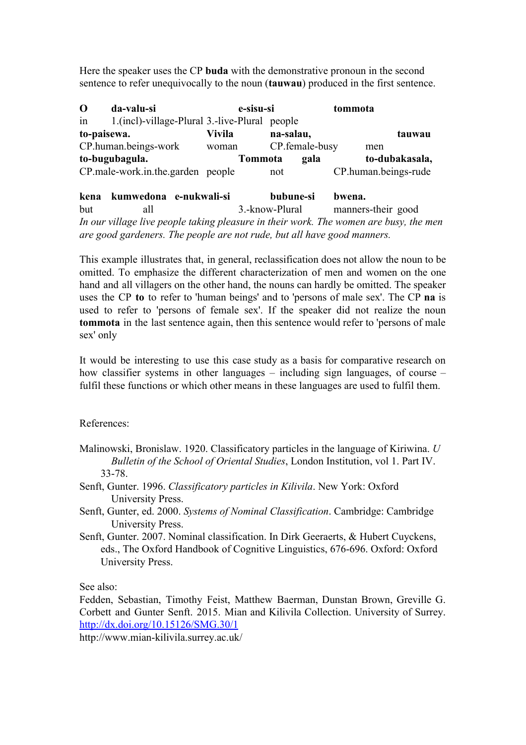Here the speaker uses the CP **buda** with the demonstrative pronoun in the second sentence to refer unequivocally to the noun (**tauwau**) produced in the first sentence.

| | | | |
|---|---|---|---|
| **O** | **da-valu-si** | **e-sisu-si** | **tommota** |
| in | 1.(incl)-village-Plural | 3.-live-Plural | people |
| **to-paisewa.** | **Vivila** | **na-salau,** | **tauwau** |
| CP.human.beings-work | woman | CP.female-busy | men |
| **to-bugubagula.** | **Tommota** | **gala** | **to-dubakasala,** |
| CP.male-work.in.the.garden | people | not | CP.human.beings-rude |

| | | | | |
|---|---|---|---|---|
| **kena** | **kumwedona** | **e-nukwali-si** | **bubune-si** | **bwena.** |
| but | all | 3.-know-Plural | manners-their | good |

*In our village live people taking pleasure in their work. The women are busy, the men are good gardeners. The people are not rude, but all have good manners.*

This example illustrates that, in general, reclassification does not allow the noun to be omitted. To emphasize the different characterization of men and women on the one hand and all villagers on the other hand, the nouns can hardly be omitted. The speaker uses the CP **to** to refer to 'human beings' and to 'persons of male sex'. The CP **na** is used to refer to 'persons of female sex'. If the speaker did not realize the noun **tommota** in the last sentence again, then this sentence would refer to 'persons of male sex' only

It would be interesting to use this case study as a basis for comparative research on how classifier systems in other languages – including sign languages, of course – fulfil these functions or which other means in these languages are used to fulfil them.

References:

Malinowski, Bronislaw. 1920. Classificatory particles in the language of Kiriwina. *U Bulletin of the School of Oriental Studies*, London Institution, vol 1. Part IV. 33-78.

Senft, Gunter. 1996. *Classificatory particles in Kilivila*. New York: Oxford University Press.

Senft, Gunter, ed. 2000. *Systems of Nominal Classification*. Cambridge: Cambridge University Press.

Senft, Gunter. 2007. Nominal classification. In Dirk Geeraerts, & Hubert Cuyckens, eds., The Oxford Handbook of Cognitive Linguistics, 676-696. Oxford: Oxford University Press.

See also:

Fedden, Sebastian, Timothy Feist, Matthew Baerman, Dunstan Brown, Greville G. Corbett and Gunter Senft. 2015. Mian and Kilivila Collection. University of Surrey. http://dx.doi.org/10.15126/SMG.30/1

http://www.mian-kilivila.surrey.ac.uk/